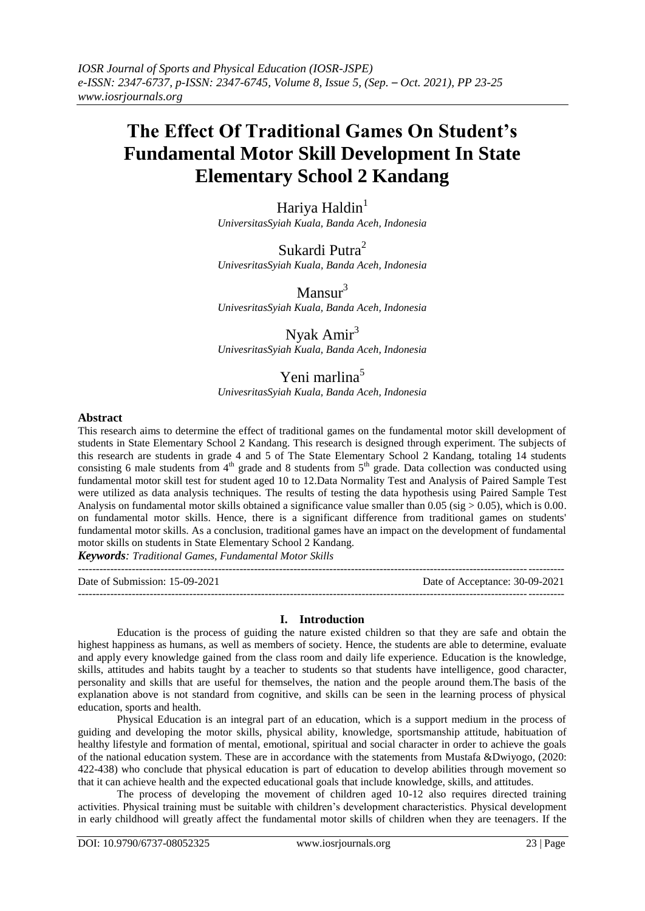# The Effect Of Traditional Games On Student's Fundamental Motor Skill Development In State Elementary School 2 Kandang

Hariya Haldin[1]
*UniversitasSyiah Kuala, Banda Aceh, Indonesia*

Sukardi Putra[2]
*UnivesritasSyiah Kuala, Banda Aceh, Indonesia*

Mansur[3]
*UnivesritasSyiah Kuala, Banda Aceh, Indonesia*

Nyak Amir[3]
*UnivesritasSyiah Kuala, Banda Aceh, Indonesia*

Yeni marlina[5]
*UnivesritasSyiah Kuala, Banda Aceh, Indonesia*

## Abstract

This research aims to determine the effect of traditional games on the fundamental motor skill development of students in State Elementary School 2 Kandang. This research is designed through experiment. The subjects of this research are students in grade 4 and 5 of The State Elementary School 2 Kandang, totaling 14 students consisting 6 male students from 4th grade and 8 students from 5th grade. Data collection was conducted using fundamental motor skill test for student aged 10 to 12.Data Normality Test and Analysis of Paired Sample Test were utilized as data analysis techniques. The results of testing the data hypothesis using Paired Sample Test Analysis on fundamental motor skills obtained a significance value smaller than 0.05 (sig > 0.05), which is 0.00. on fundamental motor skills. Hence, there is a significant difference from traditional games on students' fundamental motor skills. As a conclusion, traditional games have an impact on the development of fundamental motor skills on students in State Elementary School 2 Kandang.

***Keywords****: Traditional Games, Fundamental Motor Skills*

---

Date of Submission: 15-09-2021 Date of Acceptance: 30-09-2021

---

## I. Introduction

Education is the process of guiding the nature existed children so that they are safe and obtain the highest happiness as humans, as well as members of society. Hence, the students are able to determine, evaluate and apply every knowledge gained from the class room and daily life experience. Education is the knowledge, skills, attitudes and habits taught by a teacher to students so that students have intelligence, good character, personality and skills that are useful for themselves, the nation and the people around them.The basis of the explanation above is not standard from cognitive, and skills can be seen in the learning process of physical education, sports and health.

Physical Education is an integral part of an education, which is a support medium in the process of guiding and developing the motor skills, physical ability, knowledge, sportsmanship attitude, habituation of healthy lifestyle and formation of mental, emotional, spiritual and social character in order to achieve the goals of the national education system. These are in accordance with the statements from Mustafa &Dwiyogo, (2020: 422-438) who conclude that physical education is part of education to develop abilities through movement so that it can achieve health and the expected educational goals that include knowledge, skills, and attitudes.

The process of developing the movement of children aged 10-12 also requires directed training activities. Physical training must be suitable with children's development characteristics. Physical development in early childhood will greatly affect the fundamental motor skills of children when they are teenagers. If the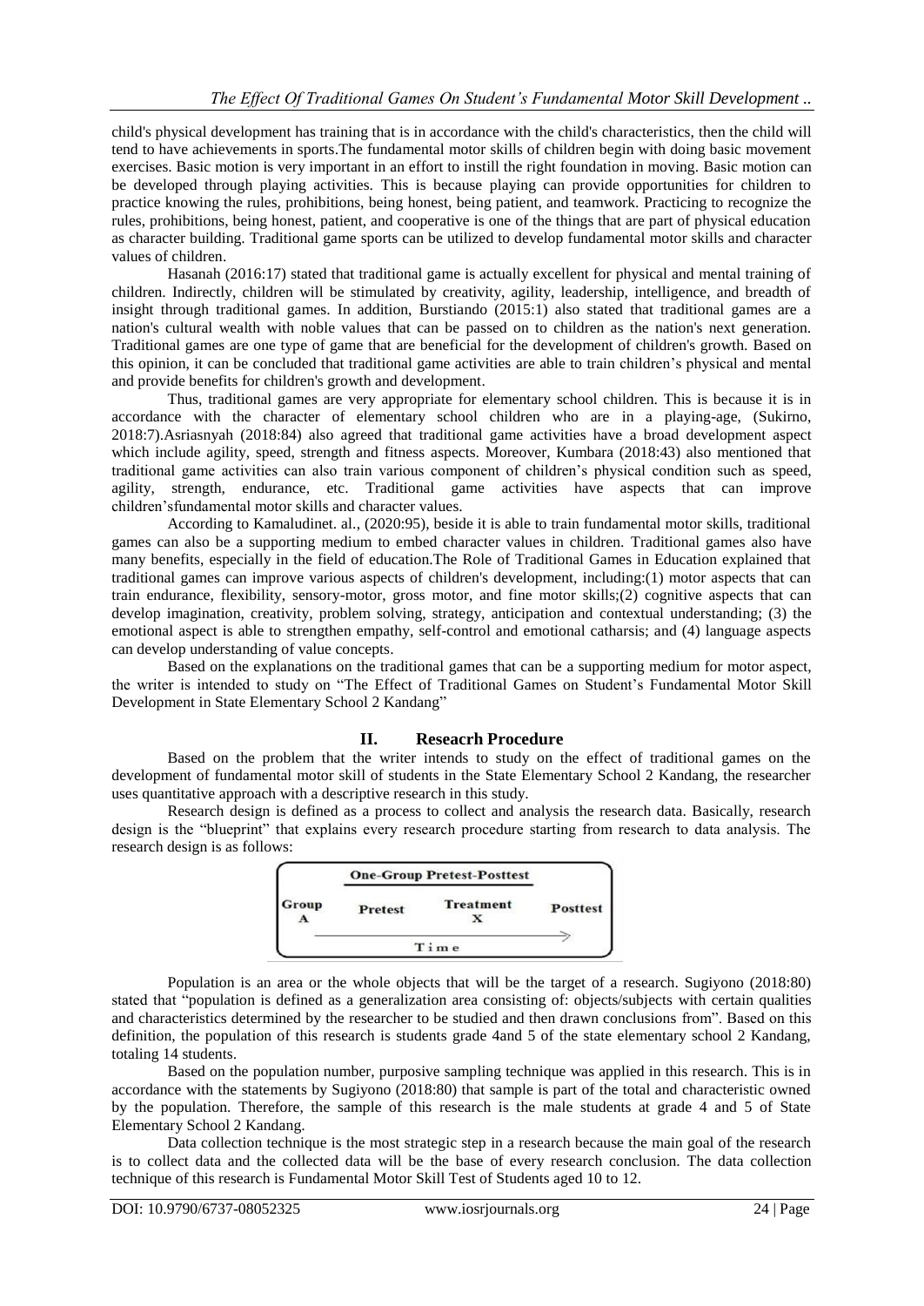child's physical development has training that is in accordance with the child's characteristics, then the child will tend to have achievements in sports.The fundamental motor skills of children begin with doing basic movement exercises. Basic motion is very important in an effort to instill the right foundation in moving. Basic motion can be developed through playing activities. This is because playing can provide opportunities for children to practice knowing the rules, prohibitions, being honest, being patient, and teamwork. Practicing to recognize the rules, prohibitions, being honest, patient, and cooperative is one of the things that are part of physical education as character building. Traditional game sports can be utilized to develop fundamental motor skills and character values of children.

Hasanah (2016:17) stated that traditional game is actually excellent for physical and mental training of children. Indirectly, children will be stimulated by creativity, agility, leadership, intelligence, and breadth of insight through traditional games. In addition, Burstiando (2015:1) also stated that traditional games are a nation's cultural wealth with noble values that can be passed on to children as the nation's next generation. Traditional games are one type of game that are beneficial for the development of children's growth. Based on this opinion, it can be concluded that traditional game activities are able to train children's physical and mental and provide benefits for children's growth and development.

Thus, traditional games are very appropriate for elementary school children. This is because it is in accordance with the character of elementary school children who are in a playing-age, (Sukirno, 2018:7).Asriasnyah (2018:84) also agreed that traditional game activities have a broad development aspect which include agility, speed, strength and fitness aspects. Moreover, Kumbara (2018:43) also mentioned that traditional game activities can also train various component of children's physical condition such as speed, agility, strength, endurance, etc. Traditional game activities have aspects that can improve children'sfundamental motor skills and character values.

According to Kamaludinet. al., (2020:95), beside it is able to train fundamental motor skills, traditional games can also be a supporting medium to embed character values in children. Traditional games also have many benefits, especially in the field of education.The Role of Traditional Games in Education explained that traditional games can improve various aspects of children's development, including:(1) motor aspects that can train endurance, flexibility, sensory-motor, gross motor, and fine motor skills;(2) cognitive aspects that can develop imagination, creativity, problem solving, strategy, anticipation and contextual understanding; (3) the emotional aspect is able to strengthen empathy, self-control and emotional catharsis; and (4) language aspects can develop understanding of value concepts.

Based on the explanations on the traditional games that can be a supporting medium for motor aspect, the writer is intended to study on "The Effect of Traditional Games on Student's Fundamental Motor Skill Development in State Elementary School 2 Kandang"

## II. Reseacrh Procedure

Based on the problem that the writer intends to study on the effect of traditional games on the development of fundamental motor skill of students in the State Elementary School 2 Kandang, the researcher uses quantitative approach with a descriptive research in this study.

Research design is defined as a process to collect and analysis the research data. Basically, research design is the "blueprint" that explains every research procedure starting from research to data analysis. The research design is as follows:

| One-Group Pretest-Posttest | | | |
|---|---|---|---|
| Group A | Pretest | Treatment X | Posttest |
| Time → | | | |

Population is an area or the whole objects that will be the target of a research. Sugiyono (2018:80) stated that "population is defined as a generalization area consisting of: objects/subjects with certain qualities and characteristics determined by the researcher to be studied and then drawn conclusions from". Based on this definition, the population of this research is students grade 4and 5 of the state elementary school 2 Kandang, totaling 14 students.

Based on the population number, purposive sampling technique was applied in this research. This is in accordance with the statements by Sugiyono (2018:80) that sample is part of the total and characteristic owned by the population. Therefore, the sample of this research is the male students at grade 4 and 5 of State Elementary School 2 Kandang.

Data collection technique is the most strategic step in a research because the main goal of the research is to collect data and the collected data will be the base of every research conclusion. The data collection technique of this research is Fundamental Motor Skill Test of Students aged 10 to 12.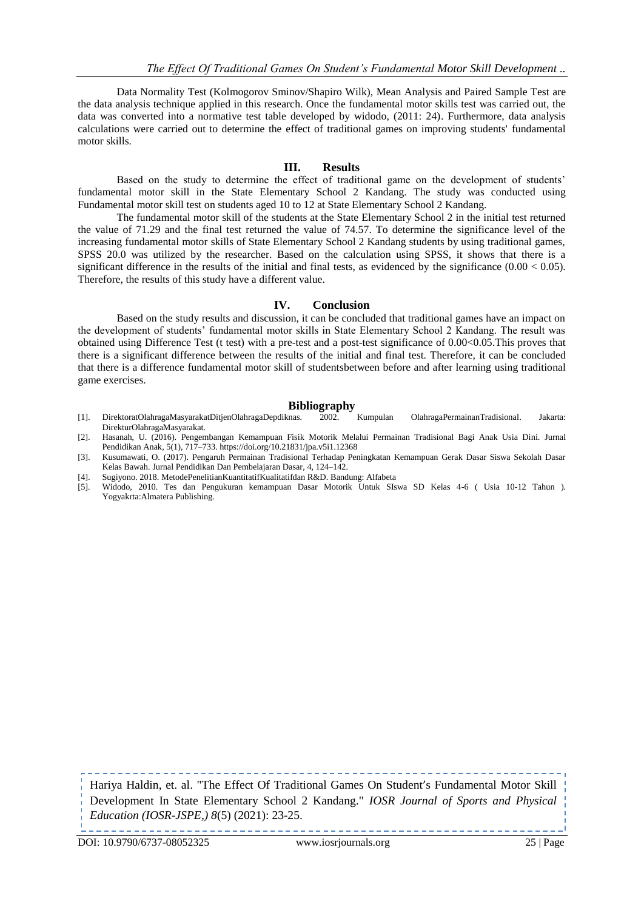Data Normality Test (Kolmogorov Sminov/Shapiro Wilk), Mean Analysis and Paired Sample Test are the data analysis technique applied in this research. Once the fundamental motor skills test was carried out, the data was converted into a normative test table developed by widodo, (2011: 24). Furthermore, data analysis calculations were carried out to determine the effect of traditional games on improving students' fundamental motor skills.

## III. Results

Based on the study to determine the effect of traditional game on the development of students' fundamental motor skill in the State Elementary School 2 Kandang. The study was conducted using Fundamental motor skill test on students aged 10 to 12 at State Elementary School 2 Kandang.

The fundamental motor skill of the students at the State Elementary School 2 in the initial test returned the value of 71.29 and the final test returned the value of 74.57. To determine the significance level of the increasing fundamental motor skills of State Elementary School 2 Kandang students by using traditional games, SPSS 20.0 was utilized by the researcher. Based on the calculation using SPSS, it shows that there is a significant difference in the results of the initial and final tests, as evidenced by the significance ($0.00 < 0.05$). Therefore, the results of this study have a different value.

## IV. Conclusion

Based on the study results and discussion, it can be concluded that traditional games have an impact on the development of students' fundamental motor skills in State Elementary School 2 Kandang. The result was obtained using Difference Test (t test) with a pre-test and a post-test significance of $0.00<0.05$.This proves that there is a significant difference between the results of the initial and final test. Therefore, it can be concluded that there is a difference fundamental motor skill of studentsbetween before and after learning using traditional game exercises.

## Bibliography

[1]. DirektoratOlahragaMasyarakatDitjenOlahragaDepdiknas. 2002. Kumpulan OlahragaPermainanTradisional. Jakarta: DirekturOlahragaMasyarakat.

[2]. Hasanah, U. (2016). Pengembangan Kemampuan Fisik Motorik Melalui Permainan Tradisional Bagi Anak Usia Dini. Jurnal Pendidikan Anak, 5(1), 717–733. https://doi.org/10.21831/jpa.v5i1.12368

[3]. Kusumawati, O. (2017). Pengaruh Permainan Tradisional Terhadap Peningkatan Kemampuan Gerak Dasar Siswa Sekolah Dasar Kelas Bawah. Jurnal Pendidikan Dan Pembelajaran Dasar, 4, 124–142.

[4]. Sugiyono. 2018. MetodePenelitianKuantitatifKualitatifdan R&D. Bandung: Alfabeta

[5]. Widodo, 2010. Tes dan Pengukuran kemampuan Dasar Motorik Untuk SIswa SD Kelas 4-6 ( Usia 10-12 Tahun ). Yogyakrta:Almatera Publishing.

Hariya Haldin, et. al. "The Effect Of Traditional Games On Student's Fundamental Motor Skill Development In State Elementary School 2 Kandang." *IOSR Journal of Sports and Physical Education (IOSR-JSPE,) 8*(5) (2021): 23-25.